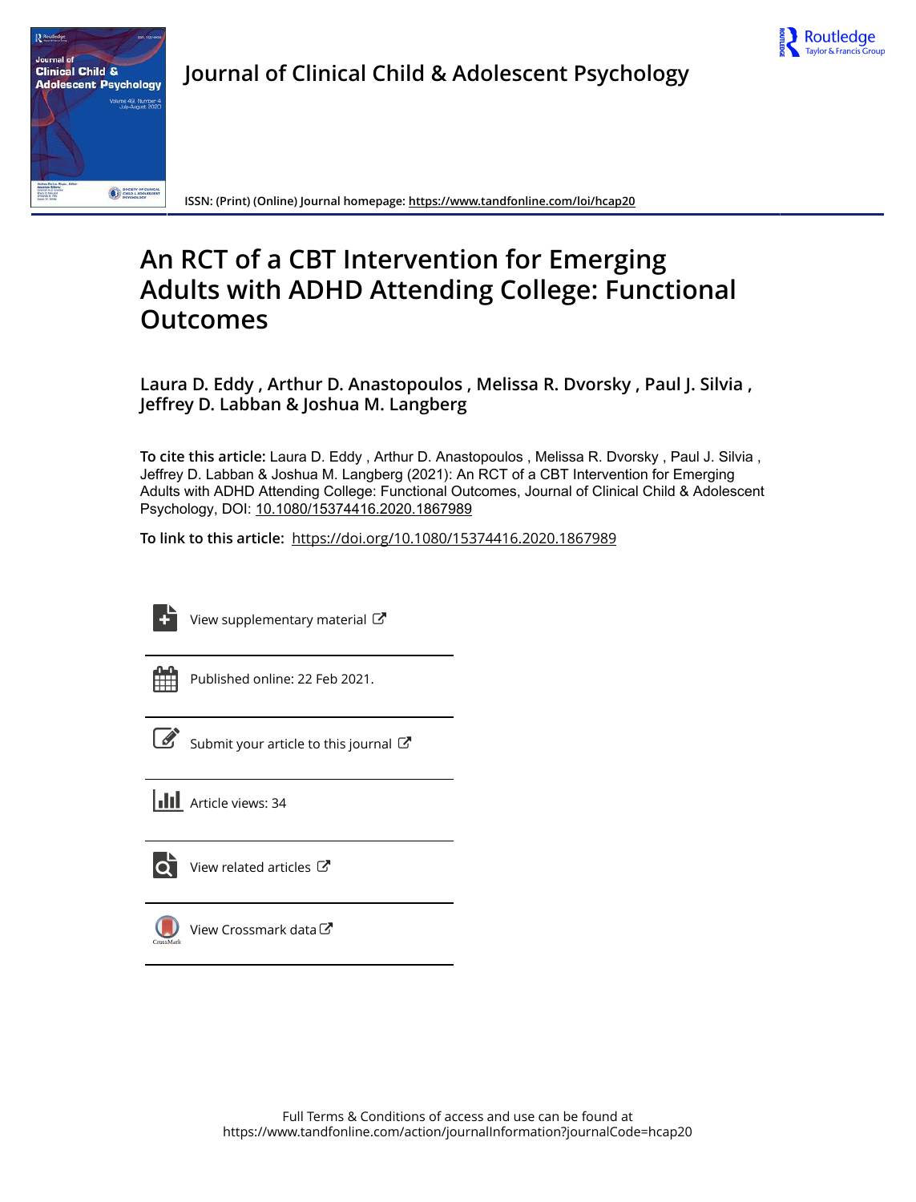Journal of Clinical Child & Adolescent Psychology

ISSN: (Print) (Online) Journal homepage: https://www.tandfonline.com/loi/hcap20

# An RCT of a CBT Intervention for Emerging Adults with ADHD Attending College: Functional Outcomes

**Laura D. Eddy , Arthur D. Anastopoulos , Melissa R. Dvorsky , Paul J. Silvia , Jeffrey D. Labban & Joshua M. Langberg**

**To cite this article:** Laura D. Eddy , Arthur D. Anastopoulos , Melissa R. Dvorsky , Paul J. Silvia , Jeffrey D. Labban & Joshua M. Langberg (2021): An RCT of a CBT Intervention for Emerging Adults with ADHD Attending College: Functional Outcomes, Journal of Clinical Child & Adolescent Psychology, DOI: 10.1080/15374416.2020.1867989

**To link to this article:** https://doi.org/10.1080/15374416.2020.1867989

View supplementary material

Published online: 22 Feb 2021.

Submit your article to this journal

Article views: 34

View related articles

View Crossmark data

Full Terms & Conditions of access and use can be found at https://www.tandfonline.com/action/journalInformation?journalCode=hcap20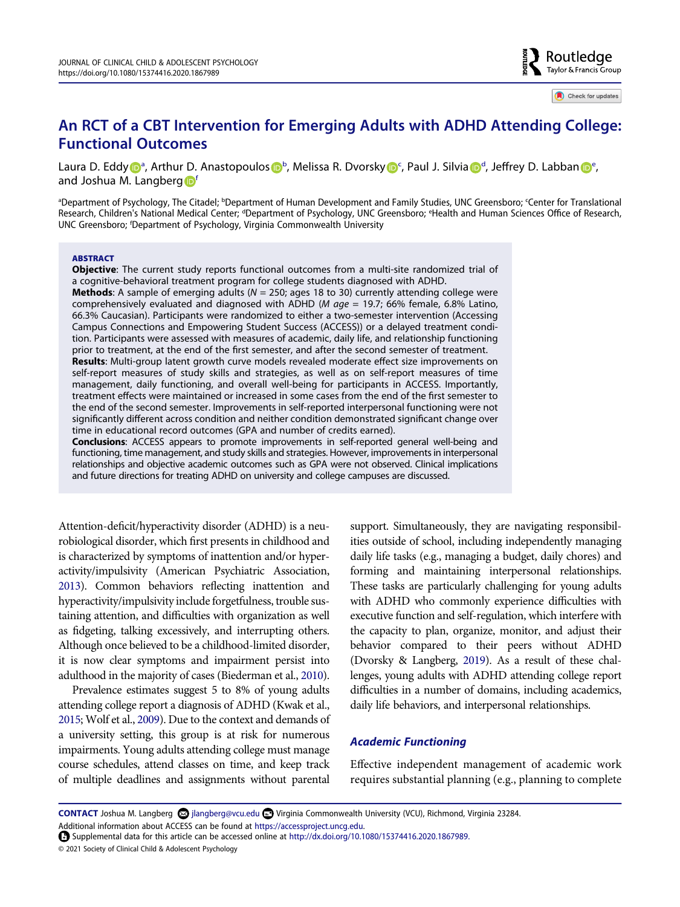# An RCT of a CBT Intervention for Emerging Adults with ADHD Attending College: Functional Outcomes

Laura D. Eddy[a], Arthur D. Anastopoulos[b], Melissa R. Dvorsky[c], Paul J. Silvia[d], Jeffrey D. Labban[e], and Joshua M. Langberg[f]

[a]Department of Psychology, The Citadel; [b]Department of Human Development and Family Studies, UNC Greensboro; [c]Center for Translational Research, Children's National Medical Center; [d]Department of Psychology, UNC Greensboro; [e]Health and Human Sciences Office of Research, UNC Greensboro; [f]Department of Psychology, Virginia Commonwealth University

## ABSTRACT

**Objective**: The current study reports functional outcomes from a multi-site randomized trial of a cognitive-behavioral treatment program for college students diagnosed with ADHD.

**Methods**: A sample of emerging adults (*N* = 250; ages 18 to 30) currently attending college were comprehensively evaluated and diagnosed with ADHD (*M age* = 19.7; 66% female, 6.8% Latino, 66.3% Caucasian). Participants were randomized to either a two-semester intervention (Accessing Campus Connections and Empowering Student Success (ACCESS)) or a delayed treatment condition. Participants were assessed with measures of academic, daily life, and relationship functioning prior to treatment, at the end of the first semester, and after the second semester of treatment.

**Results**: Multi-group latent growth curve models revealed moderate effect size improvements on self-report measures of study skills and strategies, as well as on self-report measures of time management, daily functioning, and overall well-being for participants in ACCESS. Importantly, treatment effects were maintained or increased in some cases from the end of the first semester to the end of the second semester. Improvements in self-reported interpersonal functioning were not significantly different across condition and neither condition demonstrated significant change over time in educational record outcomes (GPA and number of credits earned).

**Conclusions**: ACCESS appears to promote improvements in self-reported general well-being and functioning, time management, and study skills and strategies. However, improvements in interpersonal relationships and objective academic outcomes such as GPA were not observed. Clinical implications and future directions for treating ADHD on university and college campuses are discussed.

Attention-deficit/hyperactivity disorder (ADHD) is a neurobiological disorder, which first presents in childhood and is characterized by symptoms of inattention and/or hyperactivity/impulsivity (American Psychiatric Association, 2013). Common behaviors reflecting inattention and hyperactivity/impulsivity include forgetfulness, trouble sustaining attention, and difficulties with organization as well as fidgeting, talking excessively, and interrupting others. Although once believed to be a childhood-limited disorder, it is now clear symptoms and impairment persist into adulthood in the majority of cases (Biederman et al., 2010).

Prevalence estimates suggest 5 to 8% of young adults attending college report a diagnosis of ADHD (Kwak et al., 2015; Wolf et al., 2009). Due to the context and demands of a university setting, this group is at risk for numerous impairments. Young adults attending college must manage course schedules, attend classes on time, and keep track of multiple deadlines and assignments without parental support. Simultaneously, they are navigating responsibilities outside of school, including independently managing daily life tasks (e.g., managing a budget, daily chores) and forming and maintaining interpersonal relationships. These tasks are particularly challenging for young adults with ADHD who commonly experience difficulties with executive function and self-regulation, which interfere with the capacity to plan, organize, monitor, and adjust their behavior compared to their peers without ADHD (Dvorsky & Langberg, 2019). As a result of these challenges, young adults with ADHD attending college report difficulties in a number of domains, including academics, daily life behaviors, and interpersonal relationships.

### *Academic Functioning*

Effective independent management of academic work requires substantial planning (e.g., planning to complete

**CONTACT** Joshua M. Langberg jlangberg@vcu.edu Virginia Commonwealth University (VCU), Richmond, Virginia 23284.
Additional information about ACCESS can be found at https://accessproject.uncg.edu.
Supplemental data for this article can be accessed online at http://dx.doi.org/10.1080/15374416.2020.1867989.
© 2021 Society of Clinical Child & Adolescent Psychology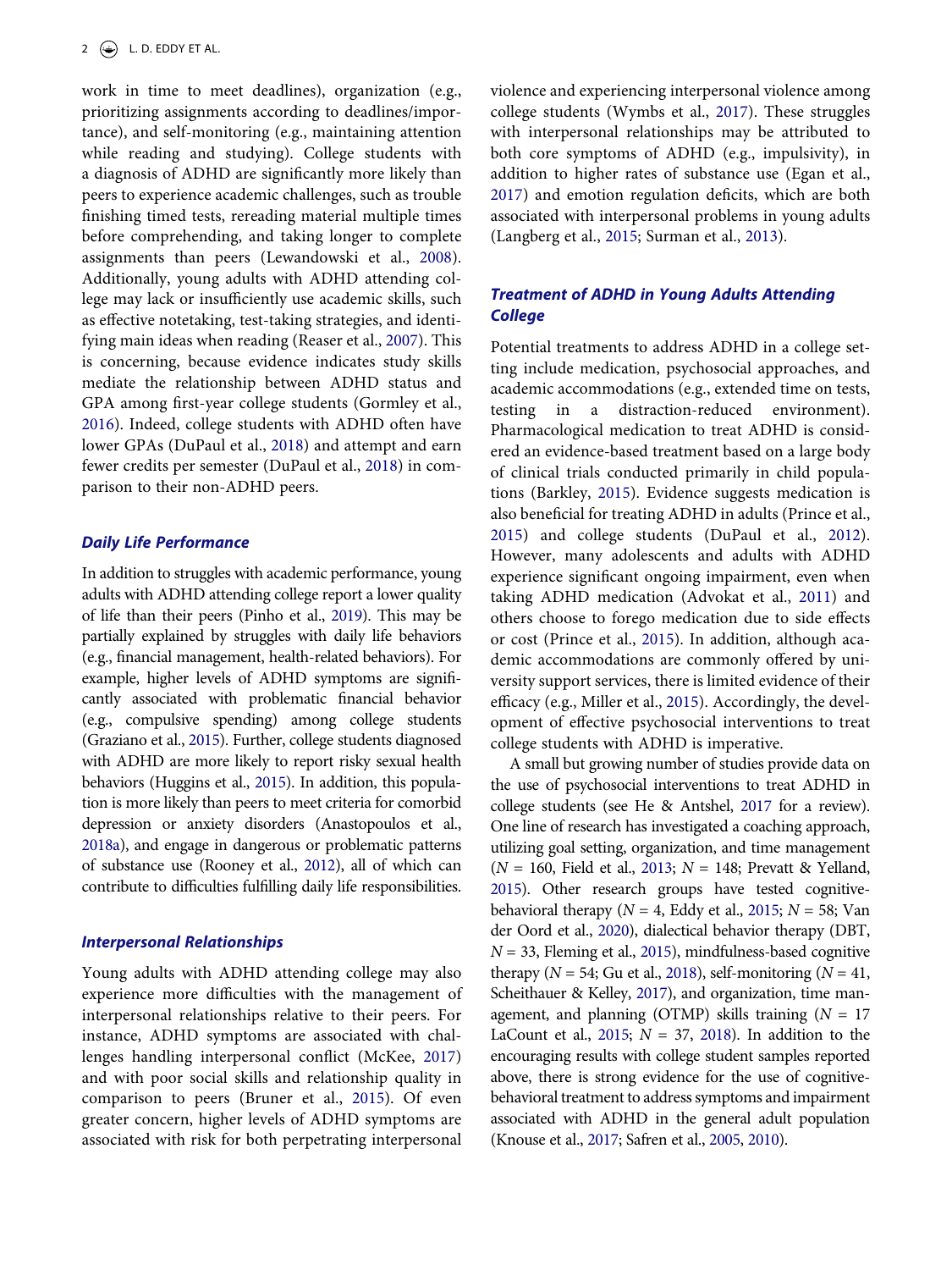work in time to meet deadlines), organization (e.g., prioritizing assignments according to deadlines/importance), and self-monitoring (e.g., maintaining attention while reading and studying). College students with a diagnosis of ADHD are significantly more likely than peers to experience academic challenges, such as trouble finishing timed tests, rereading material multiple times before comprehending, and taking longer to complete assignments than peers (Lewandowski et al., 2008). Additionally, young adults with ADHD attending college may lack or insufficiently use academic skills, such as effective notetaking, test-taking strategies, and identifying main ideas when reading (Reaser et al., 2007). This is concerning, because evidence indicates study skills mediate the relationship between ADHD status and GPA among first-year college students (Gormley et al., 2016). Indeed, college students with ADHD often have lower GPAs (DuPaul et al., 2018) and attempt and earn fewer credits per semester (DuPaul et al., 2018) in comparison to their non-ADHD peers.

### *Daily Life Performance*

In addition to struggles with academic performance, young adults with ADHD attending college report a lower quality of life than their peers (Pinho et al., 2019). This may be partially explained by struggles with daily life behaviors (e.g., financial management, health-related behaviors). For example, higher levels of ADHD symptoms are significantly associated with problematic financial behavior (e.g., compulsive spending) among college students (Graziano et al., 2015). Further, college students diagnosed with ADHD are more likely to report risky sexual health behaviors (Huggins et al., 2015). In addition, this population is more likely than peers to meet criteria for comorbid depression or anxiety disorders (Anastopoulos et al., 2018a), and engage in dangerous or problematic patterns of substance use (Rooney et al., 2012), all of which can contribute to difficulties fulfilling daily life responsibilities.

### *Interpersonal Relationships*

Young adults with ADHD attending college may also experience more difficulties with the management of interpersonal relationships relative to their peers. For instance, ADHD symptoms are associated with challenges handling interpersonal conflict (McKee, 2017) and with poor social skills and relationship quality in comparison to peers (Bruner et al., 2015). Of even greater concern, higher levels of ADHD symptoms are associated with risk for both perpetrating interpersonal violence and experiencing interpersonal violence among college students (Wymbs et al., 2017). These struggles with interpersonal relationships may be attributed to both core symptoms of ADHD (e.g., impulsivity), in addition to higher rates of substance use (Egan et al., 2017) and emotion regulation deficits, which are both associated with interpersonal problems in young adults (Langberg et al., 2015; Surman et al., 2013).

## *Treatment of ADHD in Young Adults Attending College*

Potential treatments to address ADHD in a college setting include medication, psychosocial approaches, and academic accommodations (e.g., extended time on tests, testing in a distraction-reduced environment). Pharmacological medication to treat ADHD is considered an evidence-based treatment based on a large body of clinical trials conducted primarily in child populations (Barkley, 2015). Evidence suggests medication is also beneficial for treating ADHD in adults (Prince et al., 2015) and college students (DuPaul et al., 2012). However, many adolescents and adults with ADHD experience significant ongoing impairment, even when taking ADHD medication (Advokat et al., 2011) and others choose to forego medication due to side effects or cost (Prince et al., 2015). In addition, although academic accommodations are commonly offered by university support services, there is limited evidence of their efficacy (e.g., Miller et al., 2015). Accordingly, the development of effective psychosocial interventions to treat college students with ADHD is imperative.

A small but growing number of studies provide data on the use of psychosocial interventions to treat ADHD in college students (see He & Antshel, 2017 for a review). One line of research has investigated a coaching approach, utilizing goal setting, organization, and time management ($N$ = 160, Field et al., 2013; $N$ = 148; Prevatt & Yelland, 2015). Other research groups have tested cognitive-behavioral therapy ($N$ = 4, Eddy et al., 2015; $N$ = 58; Van der Oord et al., 2020), dialectical behavior therapy (DBT, $N$ = 33, Fleming et al., 2015), mindfulness-based cognitive therapy ($N$ = 54; Gu et al., 2018), self-monitoring ($N$ = 41, Scheithauer & Kelley, 2017), and organization, time management, and planning (OTMP) skills training ($N$ = 17 LaCount et al., 2015; $N$ = 37, 2018). In addition to the encouraging results with college student samples reported above, there is strong evidence for the use of cognitive-behavioral treatment to address symptoms and impairment associated with ADHD in the general adult population (Knouse et al., 2017; Safren et al., 2005, 2010).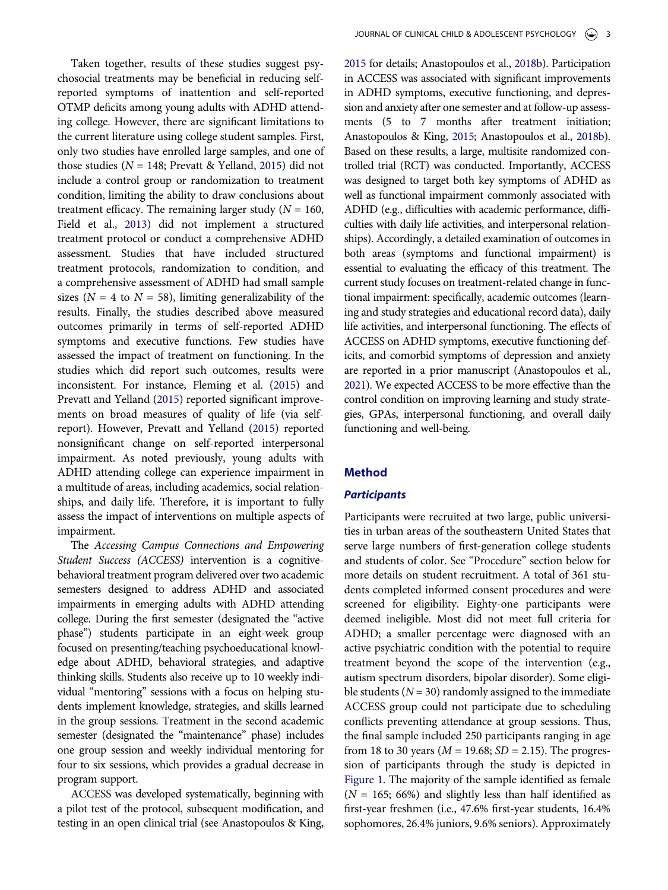Taken together, results of these studies suggest psychosocial treatments may be beneficial in reducing self-reported symptoms of inattention and self-reported OTMP deficits among young adults with ADHD attending college. However, there are significant limitations to the current literature using college student samples. First, only two studies have enrolled large samples, and one of those studies ($N = 148$; Prevatt & Yelland, 2015) did not include a control group or randomization to treatment condition, limiting the ability to draw conclusions about treatment efficacy. The remaining larger study ($N = 160$, Field et al., 2013) did not implement a structured treatment protocol or conduct a comprehensive ADHD assessment. Studies that have included structured treatment protocols, randomization to condition, and a comprehensive assessment of ADHD had small sample sizes ($N = 4$ to $N = 58$), limiting generalizability of the results. Finally, the studies described above measured outcomes primarily in terms of self-reported ADHD symptoms and executive functions. Few studies have assessed the impact of treatment on functioning. In the studies which did report such outcomes, results were inconsistent. For instance, Fleming et al. (2015) and Prevatt and Yelland (2015) reported significant improvements on broad measures of quality of life (via self-report). However, Prevatt and Yelland (2015) reported nonsignificant change on self-reported interpersonal impairment. As noted previously, young adults with ADHD attending college can experience impairment in a multitude of areas, including academics, social relationships, and daily life. Therefore, it is important to fully assess the impact of interventions on multiple aspects of impairment.

The *Accessing Campus Connections and Empowering Student Success (ACCESS)* intervention is a cognitive-behavioral treatment program delivered over two academic semesters designed to address ADHD and associated impairments in emerging adults with ADHD attending college. During the first semester (designated the "active phase") students participate in an eight-week group focused on presenting/teaching psychoeducational knowledge about ADHD, behavioral strategies, and adaptive thinking skills. Students also receive up to 10 weekly individual "mentoring" sessions with a focus on helping students implement knowledge, strategies, and skills learned in the group sessions. Treatment in the second academic semester (designated the "maintenance" phase) includes one group session and weekly individual mentoring for four to six sessions, which provides a gradual decrease in program support.

ACCESS was developed systematically, beginning with a pilot test of the protocol, subsequent modification, and testing in an open clinical trial (see Anastopoulos & King, 2015 for details; Anastopoulos et al., 2018b). Participation in ACCESS was associated with significant improvements in ADHD symptoms, executive functioning, and depression and anxiety after one semester and at follow-up assessments (5 to 7 months after treatment initiation; Anastopoulos & King, 2015; Anastopoulos et al., 2018b). Based on these results, a large, multisite randomized controlled trial (RCT) was conducted. Importantly, ACCESS was designed to target both key symptoms of ADHD as well as functional impairment commonly associated with ADHD (e.g., difficulties with academic performance, difficulties with daily life activities, and interpersonal relationships). Accordingly, a detailed examination of outcomes in both areas (symptoms and functional impairment) is essential to evaluating the efficacy of this treatment. The current study focuses on treatment-related change in functional impairment: specifically, academic outcomes (learning and study strategies and educational record data), daily life activities, and interpersonal functioning. The effects of ACCESS on ADHD symptoms, executive functioning deficits, and comorbid symptoms of depression and anxiety are reported in a prior manuscript (Anastopoulos et al., 2021). We expected ACCESS to be more effective than the control condition on improving learning and study strategies, GPAs, interpersonal functioning, and overall daily functioning and well-being.

## Method

### *Participants*

Participants were recruited at two large, public universities in urban areas of the southeastern United States that serve large numbers of first-generation college students and students of color. See "Procedure" section below for more details on student recruitment. A total of 361 students completed informed consent procedures and were screened for eligibility. Eighty-one participants were deemed ineligible. Most did not meet full criteria for ADHD; a smaller percentage were diagnosed with an active psychiatric condition with the potential to require treatment beyond the scope of the intervention (e.g., autism spectrum disorders, bipolar disorder). Some eligible students ($N = 30$) randomly assigned to the immediate ACCESS group could not participate due to scheduling conflicts preventing attendance at group sessions. Thus, the final sample included 250 participants ranging in age from 18 to 30 years ($M = 19.68$; $SD = 2.15$). The progression of participants through the study is depicted in Figure 1. The majority of the sample identified as female ($N = 165$; 66%) and slightly less than half identified as first-year freshmen (i.e., 47.6% first-year students, 16.4% sophomores, 26.4% juniors, 9.6% seniors). Approximately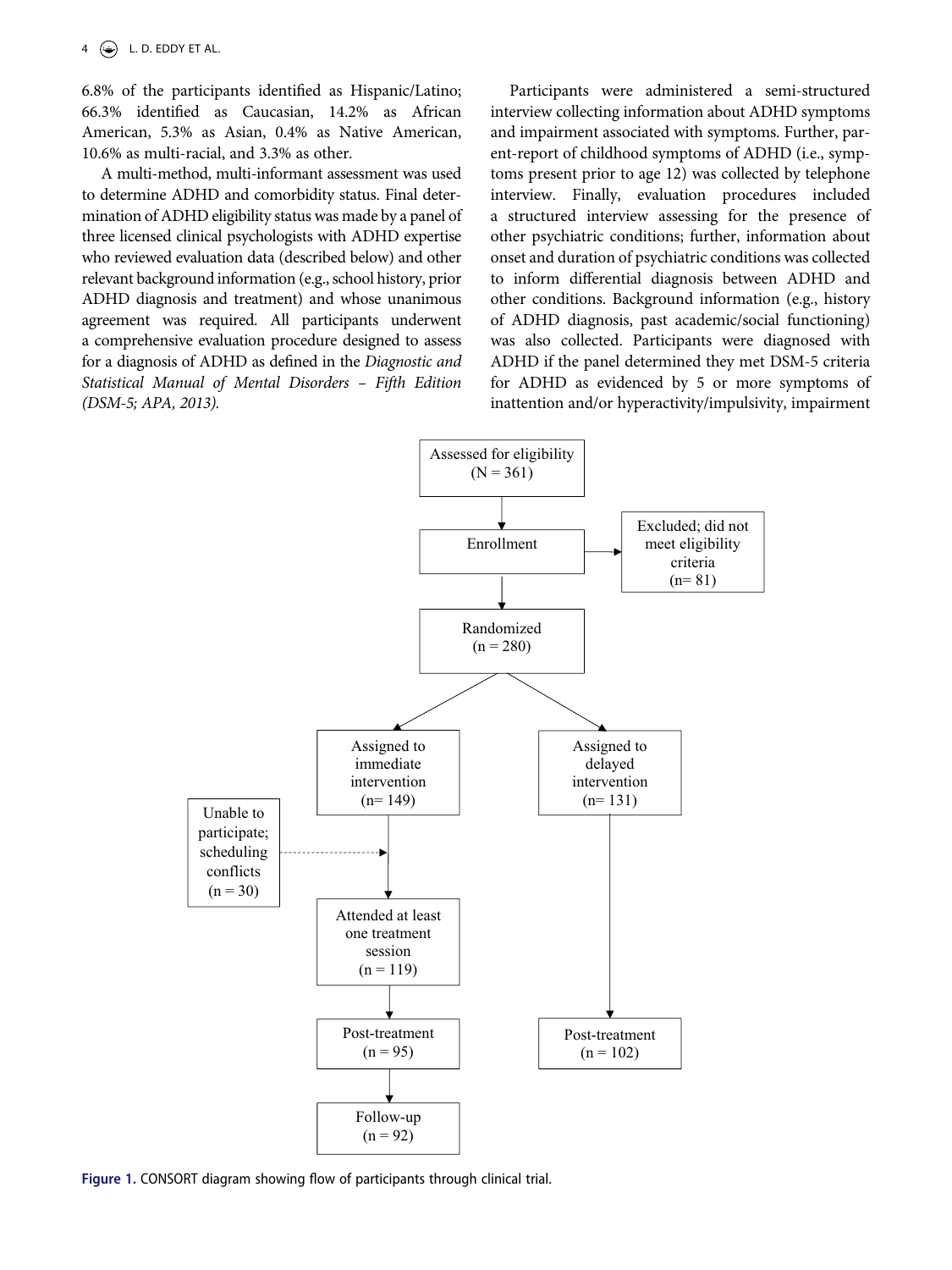6.8% of the participants identified as Hispanic/Latino; 66.3% identified as Caucasian, 14.2% as African American, 5.3% as Asian, 0.4% as Native American, 10.6% as multi-racial, and 3.3% as other.

A multi-method, multi-informant assessment was used to determine ADHD and comorbidity status. Final determination of ADHD eligibility status was made by a panel of three licensed clinical psychologists with ADHD expertise who reviewed evaluation data (described below) and other relevant background information (e.g., school history, prior ADHD diagnosis and treatment) and whose unanimous agreement was required. All participants underwent a comprehensive evaluation procedure designed to assess for a diagnosis of ADHD as defined in the *Diagnostic and Statistical Manual of Mental Disorders – Fifth Edition (DSM-5; APA, 2013).*

Participants were administered a semi-structured interview collecting information about ADHD symptoms and impairment associated with symptoms. Further, parent-report of childhood symptoms of ADHD (i.e., symptoms present prior to age 12) was collected by telephone interview. Finally, evaluation procedures included a structured interview assessing for the presence of other psychiatric conditions; further, information about onset and duration of psychiatric conditions was collected to inform differential diagnosis between ADHD and other conditions. Background information (e.g., history of ADHD diagnosis, past academic/social functioning) was also collected. Participants were diagnosed with ADHD if the panel determined they met DSM-5 criteria for ADHD as evidenced by 5 or more symptoms of inattention and/or hyperactivity/impulsivity, impairment

Assessed for eligibility (N = 361)
→ Enrollment → Excluded; did not meet eligibility criteria (n= 81)
→ Randomized (n = 280)
→ Assigned to immediate intervention (n= 149) → Unable to participate; scheduling conflicts (n = 30) → Attended at least one treatment session (n = 119) → Post-treatment (n = 95) → Follow-up (n = 92)
→ Assigned to delayed intervention (n= 131) → Post-treatment (n = 102)

**Figure 1.** CONSORT diagram showing flow of participants through clinical trial.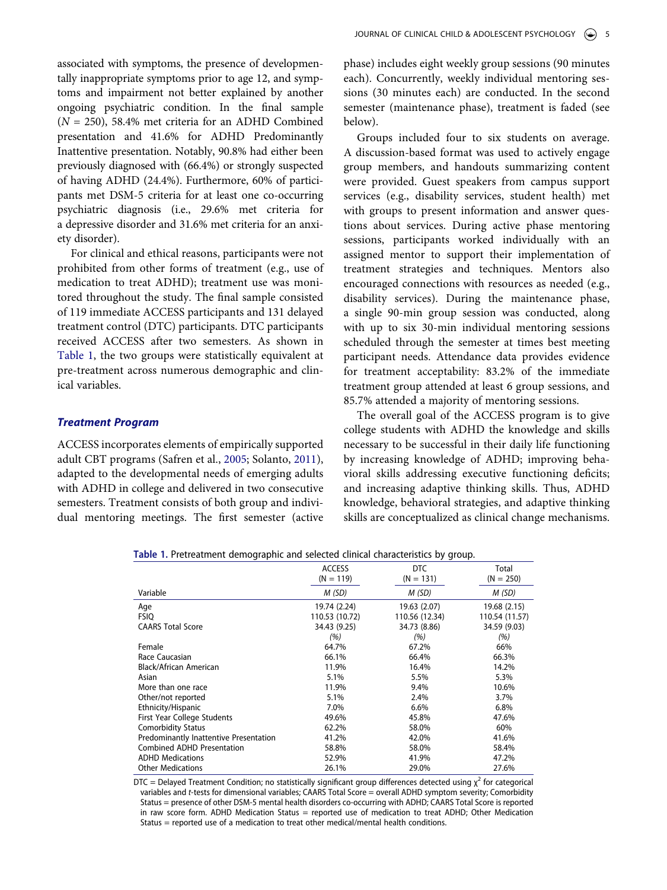associated with symptoms, the presence of developmentally inappropriate symptoms prior to age 12, and symptoms and impairment not better explained by another ongoing psychiatric condition. In the final sample ($N$ = 250), 58.4% met criteria for an ADHD Combined presentation and 41.6% for ADHD Predominantly Inattentive presentation. Notably, 90.8% had either been previously diagnosed with (66.4%) or strongly suspected of having ADHD (24.4%). Furthermore, 60% of participants met DSM-5 criteria for at least one co-occurring psychiatric diagnosis (i.e., 29.6% met criteria for a depressive disorder and 31.6% met criteria for an anxiety disorder).

For clinical and ethical reasons, participants were not prohibited from other forms of treatment (e.g., use of medication to treat ADHD); treatment use was monitored throughout the study. The final sample consisted of 119 immediate ACCESS participants and 131 delayed treatment control (DTC) participants. DTC participants received ACCESS after two semesters. As shown in Table 1, the two groups were statistically equivalent at pre-treatment across numerous demographic and clinical variables.

### *Treatment Program*

ACCESS incorporates elements of empirically supported adult CBT programs (Safren et al., 2005; Solanto, 2011), adapted to the developmental needs of emerging adults with ADHD in college and delivered in two consecutive semesters. Treatment consists of both group and individual mentoring meetings. The first semester (active phase) includes eight weekly group sessions (90 minutes each). Concurrently, weekly individual mentoring sessions (30 minutes each) are conducted. In the second semester (maintenance phase), treatment is faded (see below).

Groups included four to six students on average. A discussion-based format was used to actively engage group members, and handouts summarizing content were provided. Guest speakers from campus support services (e.g., disability services, student health) met with groups to present information and answer questions about services. During active phase mentoring sessions, participants worked individually with an assigned mentor to support their implementation of treatment strategies and techniques. Mentors also encouraged connections with resources as needed (e.g., disability services). During the maintenance phase, a single 90-min group session was conducted, along with up to six 30-min individual mentoring sessions scheduled through the semester at times best meeting participant needs. Attendance data provides evidence for treatment acceptability: 83.2% of the immediate treatment group attended at least 6 group sessions, and 85.7% attended a majority of mentoring sessions.

The overall goal of the ACCESS program is to give college students with ADHD the knowledge and skills necessary to be successful in their daily life functioning by increasing knowledge of ADHD; improving behavioral skills addressing executive functioning deficits; and increasing adaptive thinking skills. Thus, ADHD knowledge, behavioral strategies, and adaptive thinking skills are conceptualized as clinical change mechanisms.

**Table 1.** Pretreatment demographic and selected clinical characteristics by group.

| | ACCESS (N = 119) | DTC (N = 131) | Total (N = 250) |
|---|---|---|---|
| Variable | *M (SD)* | *M (SD)* | *M (SD)* |
| Age | 19.74 (2.24) | 19.63 (2.07) | 19.68 (2.15) |
| FSIQ | 110.53 (10.72) | 110.56 (12.34) | 110.54 (11.57) |
| CAARS Total Score | 34.43 (9.25) | 34.73 (8.86) | 34.59 (9.03) |
| | *(%)* | *(%)* | *(%)* |
| Female | 64.7% | 67.2% | 66% |
| Race Caucasian | 66.1% | 66.4% | 66.3% |
| Black/African American | 11.9% | 16.4% | 14.2% |
| Asian | 5.1% | 5.5% | 5.3% |
| More than one race | 11.9% | 9.4% | 10.6% |
| Other/not reported | 5.1% | 2.4% | 3.7% |
| Ethnicity/Hispanic | 7.0% | 6.6% | 6.8% |
| First Year College Students | 49.6% | 45.8% | 47.6% |
| Comorbidity Status | 62.2% | 58.0% | 60% |
| Predominantly Inattentive Presentation | 41.2% | 42.0% | 41.6% |
| Combined ADHD Presentation | 58.8% | 58.0% | 58.4% |
| ADHD Medications | 52.9% | 41.9% | 47.2% |
| Other Medications | 26.1% | 29.0% | 27.6% |

DTC = Delayed Treatment Condition; no statistically significant group differences detected using $\chi^2$ for categorical variables and $t$-tests for dimensional variables; CAARS Total Score = overall ADHD symptom severity; Comorbidity Status = presence of other DSM-5 mental health disorders co-occurring with ADHD; CAARS Total Score is reported in raw score form. ADHD Medication Status = reported use of medication to treat ADHD; Other Medication Status = reported use of a medication to treat other medical/mental health conditions.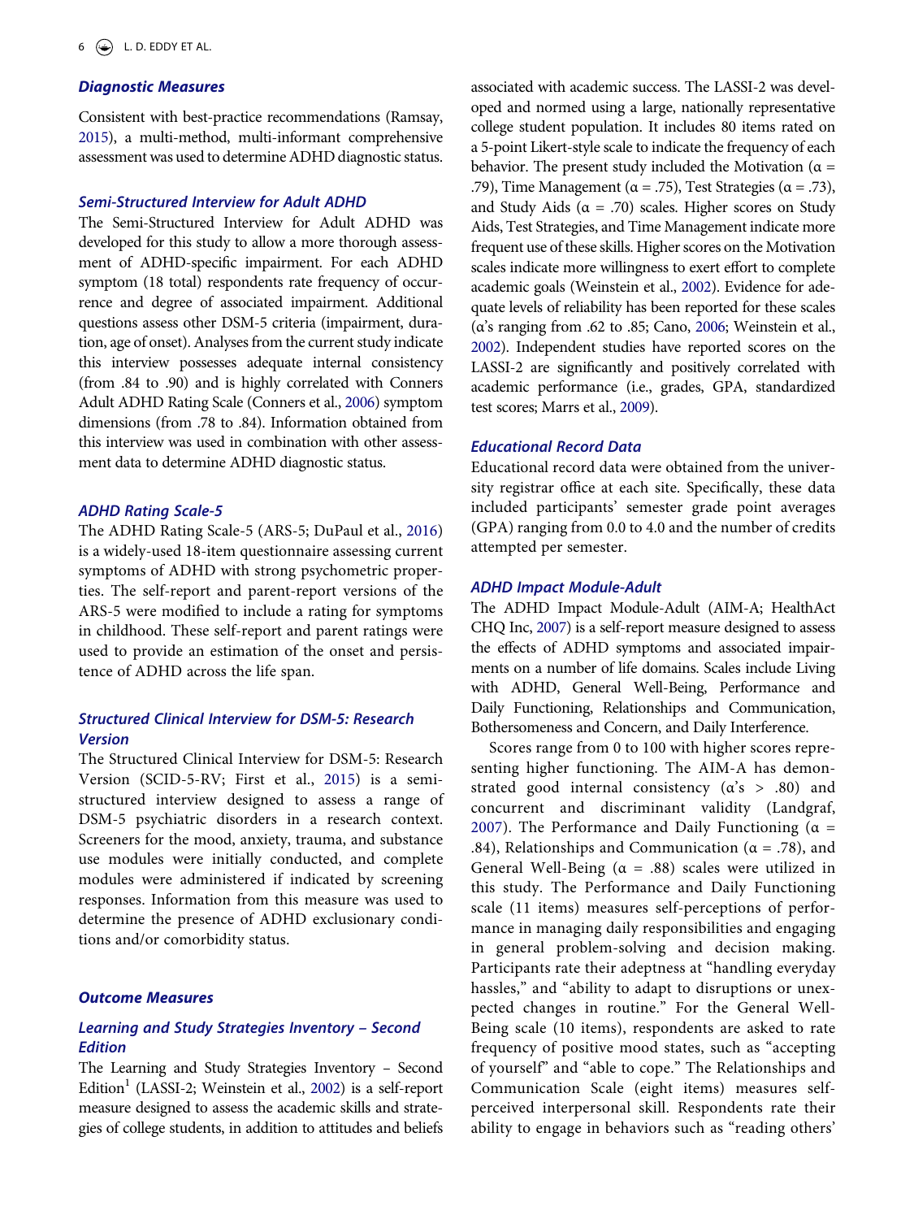### Diagnostic Measures

Consistent with best-practice recommendations (Ramsay, 2015), a multi-method, multi-informant comprehensive assessment was used to determine ADHD diagnostic status.

#### Semi-Structured Interview for Adult ADHD

The Semi-Structured Interview for Adult ADHD was developed for this study to allow a more thorough assessment of ADHD-specific impairment. For each ADHD symptom (18 total) respondents rate frequency of occurrence and degree of associated impairment. Additional questions assess other DSM-5 criteria (impairment, duration, age of onset). Analyses from the current study indicate this interview possesses adequate internal consistency (from .84 to .90) and is highly correlated with Conners Adult ADHD Rating Scale (Conners et al., 2006) symptom dimensions (from .78 to .84). Information obtained from this interview was used in combination with other assessment data to determine ADHD diagnostic status.

#### ADHD Rating Scale-5

The ADHD Rating Scale-5 (ARS-5; DuPaul et al., 2016) is a widely-used 18-item questionnaire assessing current symptoms of ADHD with strong psychometric properties. The self-report and parent-report versions of the ARS-5 were modified to include a rating for symptoms in childhood. These self-report and parent ratings were used to provide an estimation of the onset and persistence of ADHD across the life span.

#### Structured Clinical Interview for DSM-5: Research Version

The Structured Clinical Interview for DSM-5: Research Version (SCID-5-RV; First et al., 2015) is a semi-structured interview designed to assess a range of DSM-5 psychiatric disorders in a research context. Screeners for the mood, anxiety, trauma, and substance use modules were initially conducted, and complete modules were administered if indicated by screening responses. Information from this measure was used to determine the presence of ADHD exclusionary conditions and/or comorbidity status.

### Outcome Measures

#### Learning and Study Strategies Inventory – Second Edition

The Learning and Study Strategies Inventory – Second Edition[1] (LASSI-2; Weinstein et al., 2002) is a self-report measure designed to assess the academic skills and strategies of college students, in addition to attitudes and beliefs associated with academic success. The LASSI-2 was developed and normed using a large, nationally representative college student population. It includes 80 items rated on a 5-point Likert-style scale to indicate the frequency of each behavior. The present study included the Motivation ($\alpha$ = .79), Time Management ($\alpha$ = .75), Test Strategies ($\alpha$ = .73), and Study Aids ($\alpha$ = .70) scales. Higher scores on Study Aids, Test Strategies, and Time Management indicate more frequent use of these skills. Higher scores on the Motivation scales indicate more willingness to exert effort to complete academic goals (Weinstein et al., 2002). Evidence for adequate levels of reliability has been reported for these scales ($\alpha$'s ranging from .62 to .85; Cano, 2006; Weinstein et al., 2002). Independent studies have reported scores on the LASSI-2 are significantly and positively correlated with academic performance (i.e., grades, GPA, standardized test scores; Marrs et al., 2009).

#### Educational Record Data

Educational record data were obtained from the university registrar office at each site. Specifically, these data included participants' semester grade point averages (GPA) ranging from 0.0 to 4.0 and the number of credits attempted per semester.

#### ADHD Impact Module-Adult

The ADHD Impact Module-Adult (AIM-A; HealthAct CHQ Inc, 2007) is a self-report measure designed to assess the effects of ADHD symptoms and associated impairments on a number of life domains. Scales include Living with ADHD, General Well-Being, Performance and Daily Functioning, Relationships and Communication, Bothersomeness and Concern, and Daily Interference.

Scores range from 0 to 100 with higher scores representing higher functioning. The AIM-A has demonstrated good internal consistency ($\alpha$'s > .80) and concurrent and discriminant validity (Landgraf, 2007). The Performance and Daily Functioning ($\alpha$ = .84), Relationships and Communication ($\alpha$ = .78), and General Well-Being ($\alpha$ = .88) scales were utilized in this study. The Performance and Daily Functioning scale (11 items) measures self-perceptions of performance in managing daily responsibilities and engaging in general problem-solving and decision making. Participants rate their adeptness at "handling everyday hassles," and "ability to adapt to disruptions or unexpected changes in routine." For the General Well-Being scale (10 items), respondents are asked to rate frequency of positive mood states, such as "accepting of yourself" and "able to cope." The Relationships and Communication Scale (eight items) measures self-perceived interpersonal skill. Respondents rate their ability to engage in behaviors such as "reading others'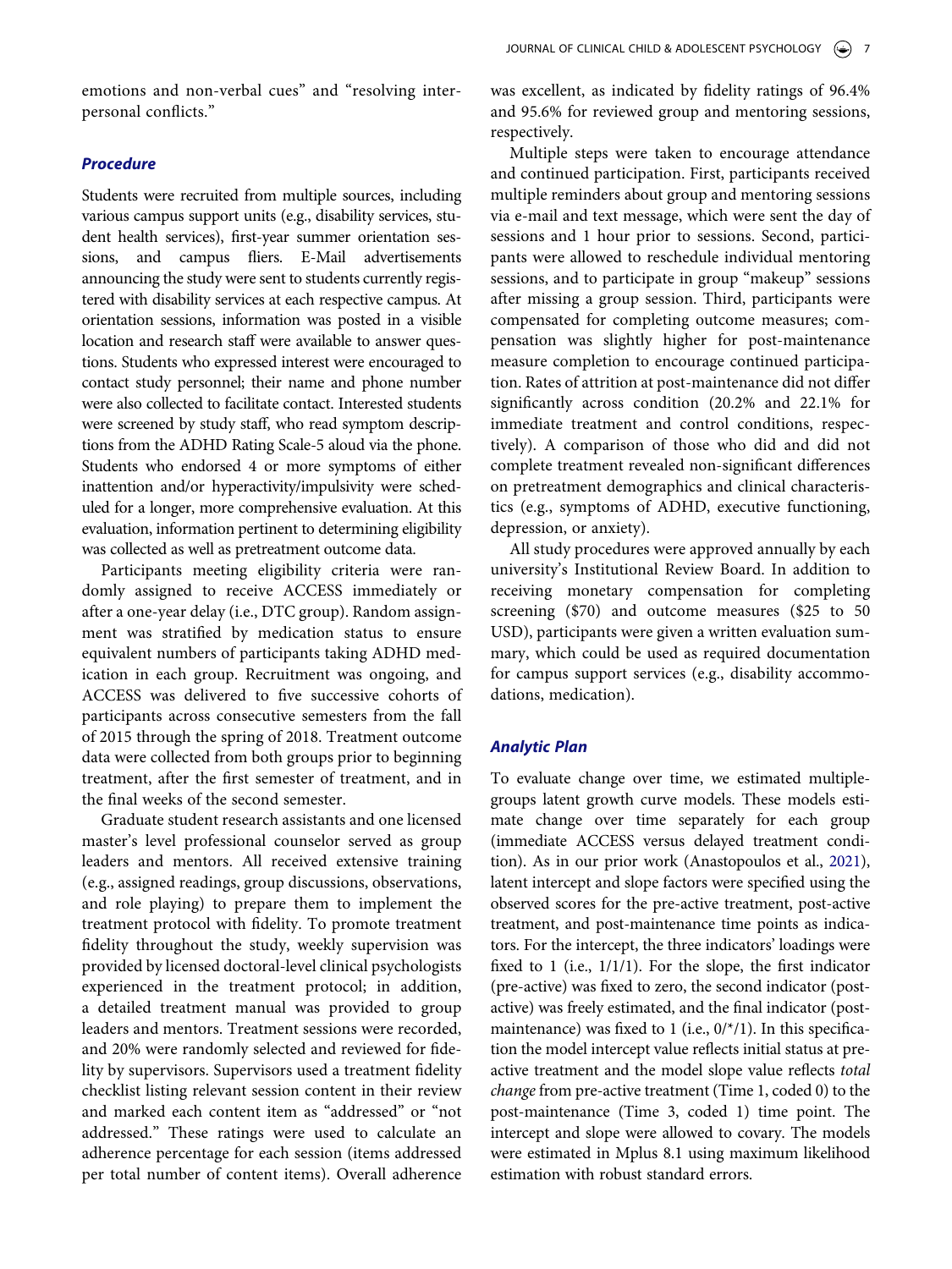emotions and non-verbal cues" and "resolving interpersonal conflicts."

### *Procedure*

Students were recruited from multiple sources, including various campus support units (e.g., disability services, student health services), first-year summer orientation sessions, and campus fliers. E-Mail advertisements announcing the study were sent to students currently registered with disability services at each respective campus. At orientation sessions, information was posted in a visible location and research staff were available to answer questions. Students who expressed interest were encouraged to contact study personnel; their name and phone number were also collected to facilitate contact. Interested students were screened by study staff, who read symptom descriptions from the ADHD Rating Scale-5 aloud via the phone. Students who endorsed 4 or more symptoms of either inattention and/or hyperactivity/impulsivity were scheduled for a longer, more comprehensive evaluation. At this evaluation, information pertinent to determining eligibility was collected as well as pretreatment outcome data.

Participants meeting eligibility criteria were randomly assigned to receive ACCESS immediately or after a one-year delay (i.e., DTC group). Random assignment was stratified by medication status to ensure equivalent numbers of participants taking ADHD medication in each group. Recruitment was ongoing, and ACCESS was delivered to five successive cohorts of participants across consecutive semesters from the fall of 2015 through the spring of 2018. Treatment outcome data were collected from both groups prior to beginning treatment, after the first semester of treatment, and in the final weeks of the second semester.

Graduate student research assistants and one licensed master's level professional counselor served as group leaders and mentors. All received extensive training (e.g., assigned readings, group discussions, observations, and role playing) to prepare them to implement the treatment protocol with fidelity. To promote treatment fidelity throughout the study, weekly supervision was provided by licensed doctoral-level clinical psychologists experienced in the treatment protocol; in addition, a detailed treatment manual was provided to group leaders and mentors. Treatment sessions were recorded, and 20% were randomly selected and reviewed for fidelity by supervisors. Supervisors used a treatment fidelity checklist listing relevant session content in their review and marked each content item as "addressed" or "not addressed." These ratings were used to calculate an adherence percentage for each session (items addressed per total number of content items). Overall adherence was excellent, as indicated by fidelity ratings of 96.4% and 95.6% for reviewed group and mentoring sessions, respectively.

Multiple steps were taken to encourage attendance and continued participation. First, participants received multiple reminders about group and mentoring sessions via e-mail and text message, which were sent the day of sessions and 1 hour prior to sessions. Second, participants were allowed to reschedule individual mentoring sessions, and to participate in group "makeup" sessions after missing a group session. Third, participants were compensated for completing outcome measures; compensation was slightly higher for post-maintenance measure completion to encourage continued participation. Rates of attrition at post-maintenance did not differ significantly across condition (20.2% and 22.1% for immediate treatment and control conditions, respectively). A comparison of those who did and did not complete treatment revealed non-significant differences on pretreatment demographics and clinical characteristics (e.g., symptoms of ADHD, executive functioning, depression, or anxiety).

All study procedures were approved annually by each university's Institutional Review Board. In addition to receiving monetary compensation for completing screening ($70) and outcome measures ($25 to 50 USD), participants were given a written evaluation summary, which could be used as required documentation for campus support services (e.g., disability accommodations, medication).

### *Analytic Plan*

To evaluate change over time, we estimated multiple-groups latent growth curve models. These models estimate change over time separately for each group (immediate ACCESS versus delayed treatment condition). As in our prior work (Anastopoulos et al., 2021), latent intercept and slope factors were specified using the observed scores for the pre-active treatment, post-active treatment, and post-maintenance time points as indicators. For the intercept, the three indicators' loadings were fixed to 1 (i.e., 1/1/1). For the slope, the first indicator (pre-active) was fixed to zero, the second indicator (post-active) was freely estimated, and the final indicator (post-maintenance) was fixed to 1 (i.e., 0/*/1). In this specification the model intercept value reflects initial status at pre-active treatment and the model slope value reflects *total change* from pre-active treatment (Time 1, coded 0) to the post-maintenance (Time 3, coded 1) time point. The intercept and slope were allowed to covary. The models were estimated in Mplus 8.1 using maximum likelihood estimation with robust standard errors.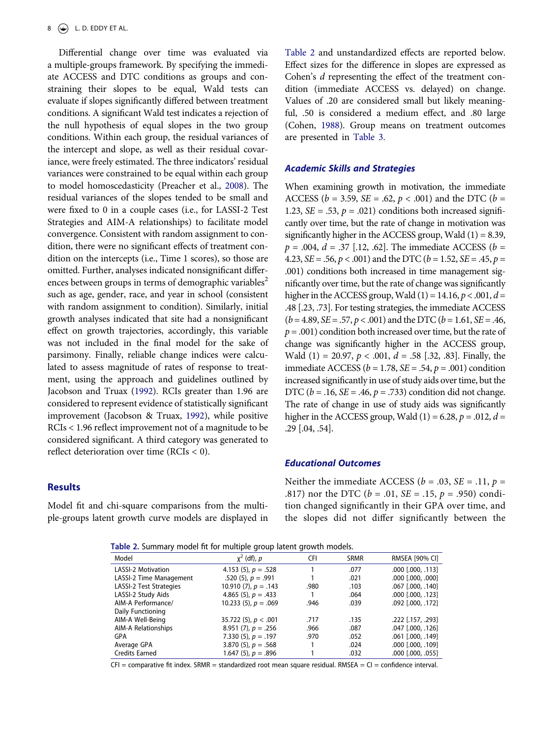Differential change over time was evaluated via a multiple-groups framework. By specifying the immediate ACCESS and DTC conditions as groups and constraining their slopes to be equal, Wald tests can evaluate if slopes significantly differed between treatment conditions. A significant Wald test indicates a rejection of the null hypothesis of equal slopes in the two group conditions. Within each group, the residual variances of the intercept and slope, as well as their residual covariance, were freely estimated. The three indicators' residual variances were constrained to be equal within each group to model homoscedasticity (Preacher et al., 2008). The residual variances of the slopes tended to be small and were fixed to 0 in a couple cases (i.e., for LASSI-2 Test Strategies and AIM-A relationships) to facilitate model convergence. Consistent with random assignment to condition, there were no significant effects of treatment condition on the intercepts (i.e., Time 1 scores), so those are omitted. Further, analyses indicated nonsignificant differences between groups in terms of demographic variables[2] such as age, gender, race, and year in school (consistent with random assignment to condition). Similarly, initial growth analyses indicated that site had a nonsignificant effect on growth trajectories, accordingly, this variable was not included in the final model for the sake of parsimony. Finally, reliable change indices were calculated to assess magnitude of rates of response to treatment, using the approach and guidelines outlined by Jacobson and Truax (1992). RCIs greater than 1.96 are considered to represent evidence of statistically significant improvement (Jacobson & Truax, 1992), while positive RCIs < 1.96 reflect improvement not of a magnitude to be considered significant. A third category was generated to reflect deterioration over time (RCIs < 0).

## Results

Model fit and chi-square comparisons from the multiple-groups latent growth curve models are displayed in Table 2 and unstandardized effects are reported below. Effect sizes for the difference in slopes are expressed as Cohen's $d$ representing the effect of the treatment condition (immediate ACCESS vs. delayed) on change. Values of .20 are considered small but likely meaningful, .50 is considered a medium effect, and .80 large (Cohen, 1988). Group means on treatment outcomes are presented in Table 3.

### Academic Skills and Strategies

When examining growth in motivation, the immediate ACCESS ($b$ = 3.59, $SE$ = .62, $p$ < .001) and the DTC ($b$ = 1.23, $SE$ = .53, $p$ = .021) conditions both increased significantly over time, but the rate of change in motivation was significantly higher in the ACCESS group, Wald (1) = 8.39, $p$ = .004, $d$ = .37 [.12, .62]. The immediate ACCESS ($b$ = 4.23, $SE$ = .56, $p$ < .001) and the DTC ($b$ = 1.52, $SE$ = .45, $p$ = .001) conditions both increased in time management significantly over time, but the rate of change was significantly higher in the ACCESS group, Wald (1) = 14.16, $p$ < .001, $d$ = .48 [.23, .73]. For testing strategies, the immediate ACCESS ($b$ = 4.89, $SE$ = .57, $p$ < .001) and the DTC ($b$ = 1.61, $SE$ = .46, $p$ = .001) condition both increased over time, but the rate of change was significantly higher in the ACCESS group, Wald (1) = 20.97, $p$ < .001, $d$ = .58 [.32, .83]. Finally, the immediate ACCESS ($b$ = 1.78, $SE$ = .54, $p$ = .001) condition increased significantly in use of study aids over time, but the DTC ($b$ = .16, $SE$ = .46, $p$ = .733) condition did not change. The rate of change in use of study aids was significantly higher in the ACCESS group, Wald (1) = 6.28, $p$ = .012, $d$ = .29 [.04, .54].

### Educational Outcomes

Neither the immediate ACCESS ($b$ = .03, $SE$ = .11, $p$ = .817) nor the DTC ($b$ = .01, $SE$ = .15, $p$ = .950) condition changed significantly in their GPA over time, and the slopes did not differ significantly between the

**Table 2.** Summary model fit for multiple group latent growth models.

| Model | $\chi^2$ (df), $p$ | CFI | SRMR | RMSEA [90% CI] |
|---|---|---|---|---|
| LASSI-2 Motivation | 4.153 (5), $p$ = .528 | 1 | .077 | .000 [.000, .113] |
| LASSI-2 Time Management | .520 (5), $p$ = .991 | 1 | .021 | .000 [.000, .000] |
| LASSI-2 Test Strategies | 10.910 (7), $p$ = .143 | .980 | .103 | .067 [.000, .140] |
| LASSI-2 Study Aids | 4.865 (5), $p$ = .433 | 1 | .064 | .000 [.000, .123] |
| AIM-A Performance/ Daily Functioning | 10.233 (5), $p$ = .069 | .946 | .039 | .092 [.000, .172] |
| AIM-A Well-Being | 35.722 (5), $p$ < .001 | .717 | .135 | .222 [.157, .293] |
| AIM-A Relationships | 8.951 (7), $p$ = .256 | .966 | .087 | .047 [.000, .126] |
| GPA | 7.330 (5), $p$ = .197 | .970 | .052 | .061 [.000, .149] |
| Average GPA | 3.870 (5), $p$ = .568 | 1 | .024 | .000 [.000, .109] |
| Credits Earned | 1.647 (5), $p$ = .896 | 1 | .032 | .000 [.000, .055] |

CFI = comparative fit index. SRMR = standardized root mean square residual. RMSEA = CI = confidence interval.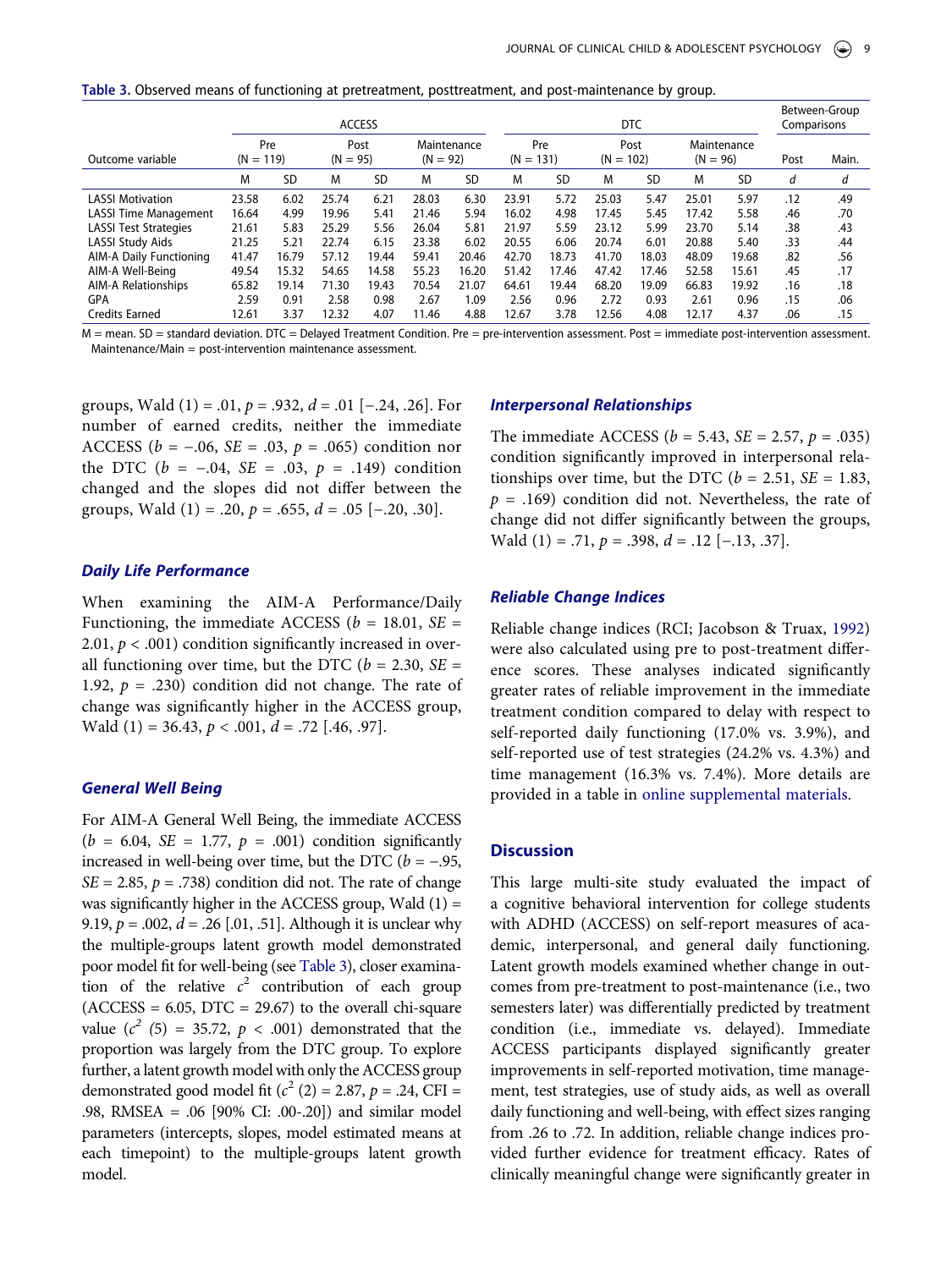**Table 3.** Observed means of functioning at pretreatment, posttreatment, and post-maintenance by group.

| | ACCESS | | | | | | DTC | | | | | | Between-Group Comparisons | |
|---|---|---|---|---|---|---|---|---|---|---|---|---|---|---|
| | Pre (N = 119) | | Post (N = 95) | | Maintenance (N = 92) | | Pre (N = 131) | | Post (N = 102) | | Maintenance (N = 96) | | Post | Main. |
| Outcome variable | M | SD | M | SD | M | SD | M | SD | M | SD | M | SD | d | d |
| LASSI Motivation | 23.58 | 6.02 | 25.74 | 6.21 | 28.03 | 6.30 | 23.91 | 5.72 | 25.03 | 5.47 | 25.01 | 5.97 | .12 | .49 |
| LASSI Time Management | 16.64 | 4.99 | 19.96 | 5.41 | 21.46 | 5.94 | 16.02 | 4.98 | 17.45 | 5.45 | 17.42 | 5.58 | .46 | .70 |
| LASSI Test Strategies | 21.61 | 5.83 | 25.29 | 5.56 | 26.04 | 5.81 | 21.97 | 5.59 | 23.12 | 5.99 | 23.70 | 5.14 | .38 | .43 |
| LASSI Study Aids | 21.25 | 5.21 | 22.74 | 6.15 | 23.38 | 6.02 | 20.55 | 6.06 | 20.74 | 6.01 | 20.88 | 5.40 | .33 | .44 |
| AIM-A Daily Functioning | 41.47 | 16.79 | 57.12 | 19.44 | 59.41 | 20.46 | 42.70 | 18.73 | 41.70 | 18.03 | 48.09 | 19.68 | .82 | .56 |
| AIM-A Well-Being | 49.54 | 15.32 | 54.65 | 14.58 | 55.23 | 16.20 | 51.42 | 17.46 | 47.42 | 17.46 | 52.58 | 15.61 | .45 | .17 |
| AIM-A Relationships | 65.82 | 19.14 | 71.30 | 19.43 | 70.54 | 21.07 | 64.61 | 19.44 | 68.20 | 19.09 | 66.83 | 19.92 | .16 | .18 |
| GPA | 2.59 | 0.91 | 2.58 | 0.98 | 2.67 | 1.09 | 2.56 | 0.96 | 2.72 | 0.93 | 2.61 | 0.96 | .15 | .06 |
| Credits Earned | 12.61 | 3.37 | 12.32 | 4.07 | 11.46 | 4.88 | 12.67 | 3.78 | 12.56 | 4.08 | 12.17 | 4.37 | .06 | .15 |

M = mean. SD = standard deviation. DTC = Delayed Treatment Condition. Pre = pre-intervention assessment. Post = immediate post-intervention assessment. Maintenance/Main = post-intervention maintenance assessment.

groups, Wald (1) = .01, $p$ = .932, $d$ = .01 [−.24, .26]. For number of earned credits, neither the immediate ACCESS ($b$ = −.06, $SE$ = .03, $p$ = .065) condition nor the DTC ($b$ = −.04, $SE$ = .03, $p$ = .149) condition changed and the slopes did not differ between the groups, Wald (1) = .20, $p$ = .655, $d$ = .05 [−.20, .30].

### *Daily Life Performance*

When examining the AIM-A Performance/Daily Functioning, the immediate ACCESS ($b$ = 18.01, $SE$ = 2.01, $p$ < .001) condition significantly increased in overall functioning over time, but the DTC ($b$ = 2.30, $SE$ = 1.92, $p$ = .230) condition did not change. The rate of change was significantly higher in the ACCESS group, Wald (1) = 36.43, $p$ < .001, $d$ = .72 [.46, .97].

### *General Well Being*

For AIM-A General Well Being, the immediate ACCESS ($b$ = 6.04, $SE$ = 1.77, $p$ = .001) condition significantly increased in well-being over time, but the DTC ($b$ = −.95, $SE$ = 2.85, $p$ = .738) condition did not. The rate of change was significantly higher in the ACCESS group, Wald (1) = 9.19, $p$ = .002, $d$ = .26 [.01, .51]. Although it is unclear why the multiple-groups latent growth model demonstrated poor model fit for well-being (see Table 3), closer examination of the relative $c^2$ contribution of each group (ACCESS = 6.05, DTC = 29.67) to the overall chi-square value ($c^2$ (5) = 35.72, $p$ < .001) demonstrated that the proportion was largely from the DTC group. To explore further, a latent growth model with only the ACCESS group demonstrated good model fit ($c^2$ (2) = 2.87, $p$ = .24, CFI = .98, RMSEA = .06 [90% CI: .00-.20]) and similar model parameters (intercepts, slopes, model estimated means at each timepoint) to the multiple-groups latent growth model.

### *Interpersonal Relationships*

The immediate ACCESS ($b$ = 5.43, $SE$ = 2.57, $p$ = .035) condition significantly improved in interpersonal relationships over time, but the DTC ($b$ = 2.51, $SE$ = 1.83, $p$ = .169) condition did not. Nevertheless, the rate of change did not differ significantly between the groups, Wald (1) = .71, $p$ = .398, $d$ = .12 [−.13, .37].

### *Reliable Change Indices*

Reliable change indices (RCI; Jacobson & Truax, 1992) were also calculated using pre to post-treatment difference scores. These analyses indicated significantly greater rates of reliable improvement in the immediate treatment condition compared to delay with respect to self-reported daily functioning (17.0% vs. 3.9%), and self-reported use of test strategies (24.2% vs. 4.3%) and time management (16.3% vs. 7.4%). More details are provided in a table in online supplemental materials.

## Discussion

This large multi-site study evaluated the impact of a cognitive behavioral intervention for college students with ADHD (ACCESS) on self-report measures of academic, interpersonal, and general daily functioning. Latent growth models examined whether change in outcomes from pre-treatment to post-maintenance (i.e., two semesters later) was differentially predicted by treatment condition (i.e., immediate vs. delayed). Immediate ACCESS participants displayed significantly greater improvements in self-reported motivation, time management, test strategies, use of study aids, as well as overall daily functioning and well-being, with effect sizes ranging from .26 to .72. In addition, reliable change indices provided further evidence for treatment efficacy. Rates of clinically meaningful change were significantly greater in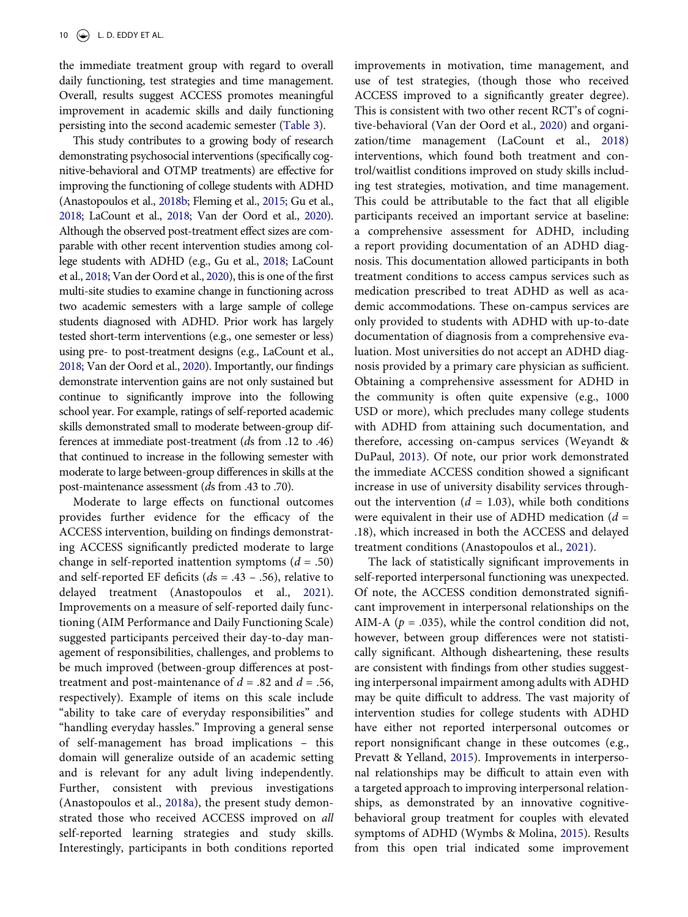the immediate treatment group with regard to overall daily functioning, test strategies and time management. Overall, results suggest ACCESS promotes meaningful improvement in academic skills and daily functioning persisting into the second academic semester (Table 3).

This study contributes to a growing body of research demonstrating psychosocial interventions (specifically cognitive-behavioral and OTMP treatments) are effective for improving the functioning of college students with ADHD (Anastopoulos et al., 2018b; Fleming et al., 2015; Gu et al., 2018; LaCount et al., 2018; Van der Oord et al., 2020). Although the observed post-treatment effect sizes are comparable with other recent intervention studies among college students with ADHD (e.g., Gu et al., 2018; LaCount et al., 2018; Van der Oord et al., 2020), this is one of the first multi-site studies to examine change in functioning across two academic semesters with a large sample of college students diagnosed with ADHD. Prior work has largely tested short-term interventions (e.g., one semester or less) using pre- to post-treatment designs (e.g., LaCount et al., 2018; Van der Oord et al., 2020). Importantly, our findings demonstrate intervention gains are not only sustained but continue to significantly improve into the following school year. For example, ratings of self-reported academic skills demonstrated small to moderate between-group differences at immediate post-treatment (*d*s from .12 to .46) that continued to increase in the following semester with moderate to large between-group differences in skills at the post-maintenance assessment (*d*s from .43 to .70).

Moderate to large effects on functional outcomes provides further evidence for the efficacy of the ACCESS intervention, building on findings demonstrating ACCESS significantly predicted moderate to large change in self-reported inattention symptoms ($d$ = .50) and self-reported EF deficits (*d*s = .43 – .56), relative to delayed treatment (Anastopoulos et al., 2021). Improvements on a measure of self-reported daily functioning (AIM Performance and Daily Functioning Scale) suggested participants perceived their day-to-day management of responsibilities, challenges, and problems to be much improved (between-group differences at post-treatment and post-maintenance of $d$ = .82 and $d$ = .56, respectively). Example of items on this scale include "ability to take care of everyday responsibilities" and "handling everyday hassles." Improving a general sense of self-management has broad implications – this domain will generalize outside of an academic setting and is relevant for any adult living independently. Further, consistent with previous investigations (Anastopoulos et al., 2018a), the present study demonstrated those who received ACCESS improved on *all* self-reported learning strategies and study skills. Interestingly, participants in both conditions reported improvements in motivation, time management, and use of test strategies, (though those who received ACCESS improved to a significantly greater degree). This is consistent with two other recent RCT's of cognitive-behavioral (Van der Oord et al., 2020) and organization/time management (LaCount et al., 2018) interventions, which found both treatment and control/waitlist conditions improved on study skills including test strategies, motivation, and time management. This could be attributable to the fact that all eligible participants received an important service at baseline: a comprehensive assessment for ADHD, including a report providing documentation of an ADHD diagnosis. This documentation allowed participants in both treatment conditions to access campus services such as medication prescribed to treat ADHD as well as academic accommodations. These on-campus services are only provided to students with ADHD with up-to-date documentation of diagnosis from a comprehensive evaluation. Most universities do not accept an ADHD diagnosis provided by a primary care physician as sufficient. Obtaining a comprehensive assessment for ADHD in the community is often quite expensive (e.g., 1000 USD or more), which precludes many college students with ADHD from attaining such documentation, and therefore, accessing on-campus services (Weyandt & DuPaul, 2013). Of note, our prior work demonstrated the immediate ACCESS condition showed a significant increase in use of university disability services throughout the intervention ($d$ = 1.03), while both conditions were equivalent in their use of ADHD medication ($d$ = .18), which increased in both the ACCESS and delayed treatment conditions (Anastopoulos et al., 2021).

The lack of statistically significant improvements in self-reported interpersonal functioning was unexpected. Of note, the ACCESS condition demonstrated significant improvement in interpersonal relationships on the AIM-A ($p$ = .035), while the control condition did not, however, between group differences were not statistically significant. Although disheartening, these results are consistent with findings from other studies suggesting interpersonal impairment among adults with ADHD may be quite difficult to address. The vast majority of intervention studies for college students with ADHD have either not reported interpersonal outcomes or report nonsignificant change in these outcomes (e.g., Prevatt & Yelland, 2015). Improvements in interpersonal relationships may be difficult to attain even with a targeted approach to improving interpersonal relationships, as demonstrated by an innovative cognitive-behavioral group treatment for couples with elevated symptoms of ADHD (Wymbs & Molina, 2015). Results from this open trial indicated some improvement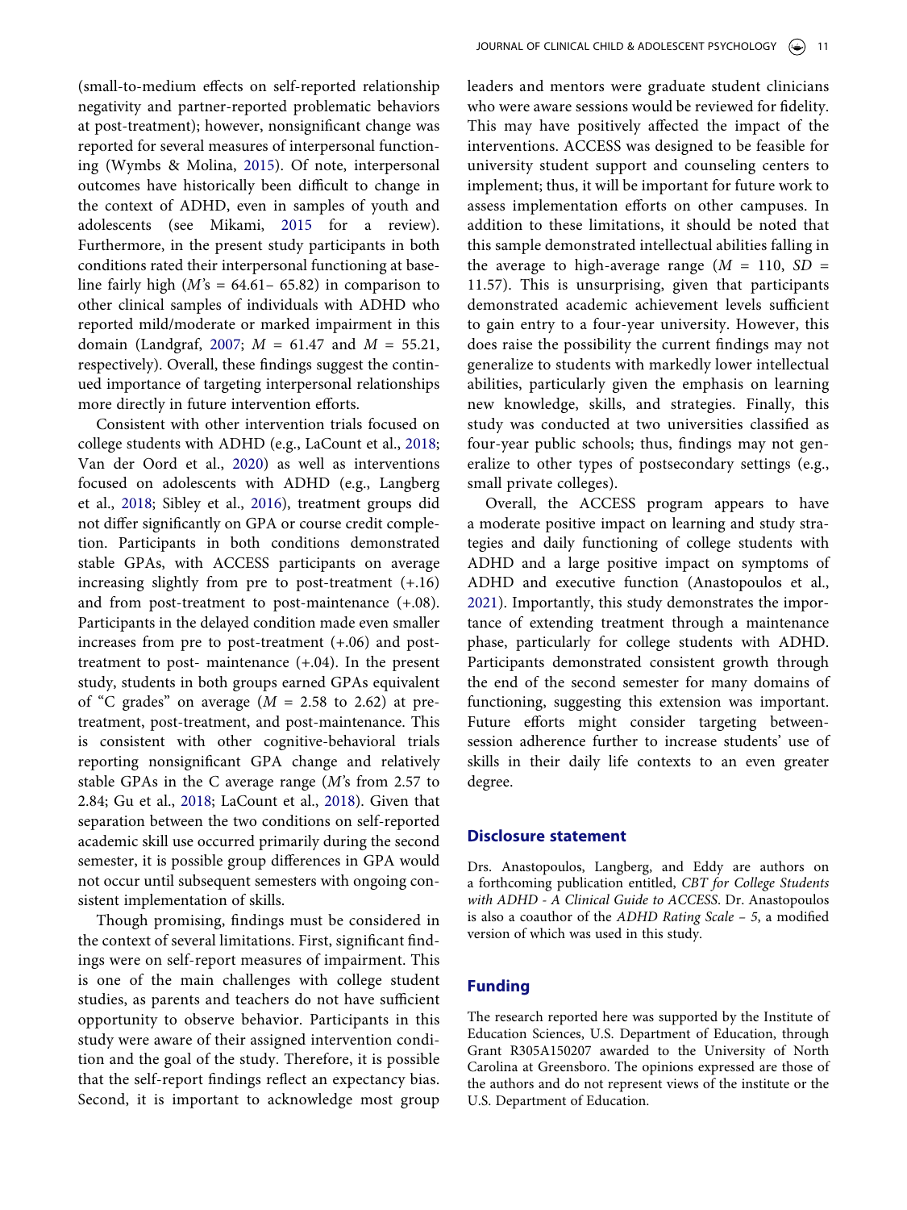(small-to-medium effects on self-reported relationship negativity and partner-reported problematic behaviors at post-treatment); however, nonsignificant change was reported for several measures of interpersonal functioning (Wymbs & Molina, 2015). Of note, interpersonal outcomes have historically been difficult to change in the context of ADHD, even in samples of youth and adolescents (see Mikami, 2015 for a review). Furthermore, in the present study participants in both conditions rated their interpersonal functioning at baseline fairly high (*M*'s = 64.61– 65.82) in comparison to other clinical samples of individuals with ADHD who reported mild/moderate or marked impairment in this domain (Landgraf, 2007; *M* = 61.47 and *M* = 55.21, respectively). Overall, these findings suggest the continued importance of targeting interpersonal relationships more directly in future intervention efforts.

Consistent with other intervention trials focused on college students with ADHD (e.g., LaCount et al., 2018; Van der Oord et al., 2020) as well as interventions focused on adolescents with ADHD (e.g., Langberg et al., 2018; Sibley et al., 2016), treatment groups did not differ significantly on GPA or course credit completion. Participants in both conditions demonstrated stable GPAs, with ACCESS participants on average increasing slightly from pre to post-treatment (+.16) and from post-treatment to post-maintenance (+.08). Participants in the delayed condition made even smaller increases from pre to post-treatment (+.06) and post-treatment to post- maintenance (+.04). In the present study, students in both groups earned GPAs equivalent of "C grades" on average (*M* = 2.58 to 2.62) at pre-treatment, post-treatment, and post-maintenance. This is consistent with other cognitive-behavioral trials reporting nonsignificant GPA change and relatively stable GPAs in the C average range (*M*'s from 2.57 to 2.84; Gu et al., 2018; LaCount et al., 2018). Given that separation between the two conditions on self-reported academic skill use occurred primarily during the second semester, it is possible group differences in GPA would not occur until subsequent semesters with ongoing consistent implementation of skills.

Though promising, findings must be considered in the context of several limitations. First, significant findings were on self-report measures of impairment. This is one of the main challenges with college student studies, as parents and teachers do not have sufficient opportunity to observe behavior. Participants in this study were aware of their assigned intervention condition and the goal of the study. Therefore, it is possible that the self-report findings reflect an expectancy bias. Second, it is important to acknowledge most group leaders and mentors were graduate student clinicians who were aware sessions would be reviewed for fidelity. This may have positively affected the impact of the interventions. ACCESS was designed to be feasible for university student support and counseling centers to implement; thus, it will be important for future work to assess implementation efforts on other campuses. In addition to these limitations, it should be noted that this sample demonstrated intellectual abilities falling in the average to high-average range (*M* = 110, *SD* = 11.57). This is unsurprising, given that participants demonstrated academic achievement levels sufficient to gain entry to a four-year university. However, this does raise the possibility the current findings may not generalize to students with markedly lower intellectual abilities, particularly given the emphasis on learning new knowledge, skills, and strategies. Finally, this study was conducted at two universities classified as four-year public schools; thus, findings may not generalize to other types of postsecondary settings (e.g., small private colleges).

Overall, the ACCESS program appears to have a moderate positive impact on learning and study strategies and daily functioning of college students with ADHD and a large positive impact on symptoms of ADHD and executive function (Anastopoulos et al., 2021). Importantly, this study demonstrates the importance of extending treatment through a maintenance phase, particularly for college students with ADHD. Participants demonstrated consistent growth through the end of the second semester for many domains of functioning, suggesting this extension was important. Future efforts might consider targeting between-session adherence further to increase students' use of skills in their daily life contexts to an even greater degree.

## Disclosure statement

Drs. Anastopoulos, Langberg, and Eddy are authors on a forthcoming publication entitled, *CBT for College Students with ADHD - A Clinical Guide to ACCESS*. Dr. Anastopoulos is also a coauthor of the *ADHD Rating Scale – 5*, a modified version of which was used in this study.

## Funding

The research reported here was supported by the Institute of Education Sciences, U.S. Department of Education, through Grant R305A150207 awarded to the University of North Carolina at Greensboro. The opinions expressed are those of the authors and do not represent views of the institute or the U.S. Department of Education.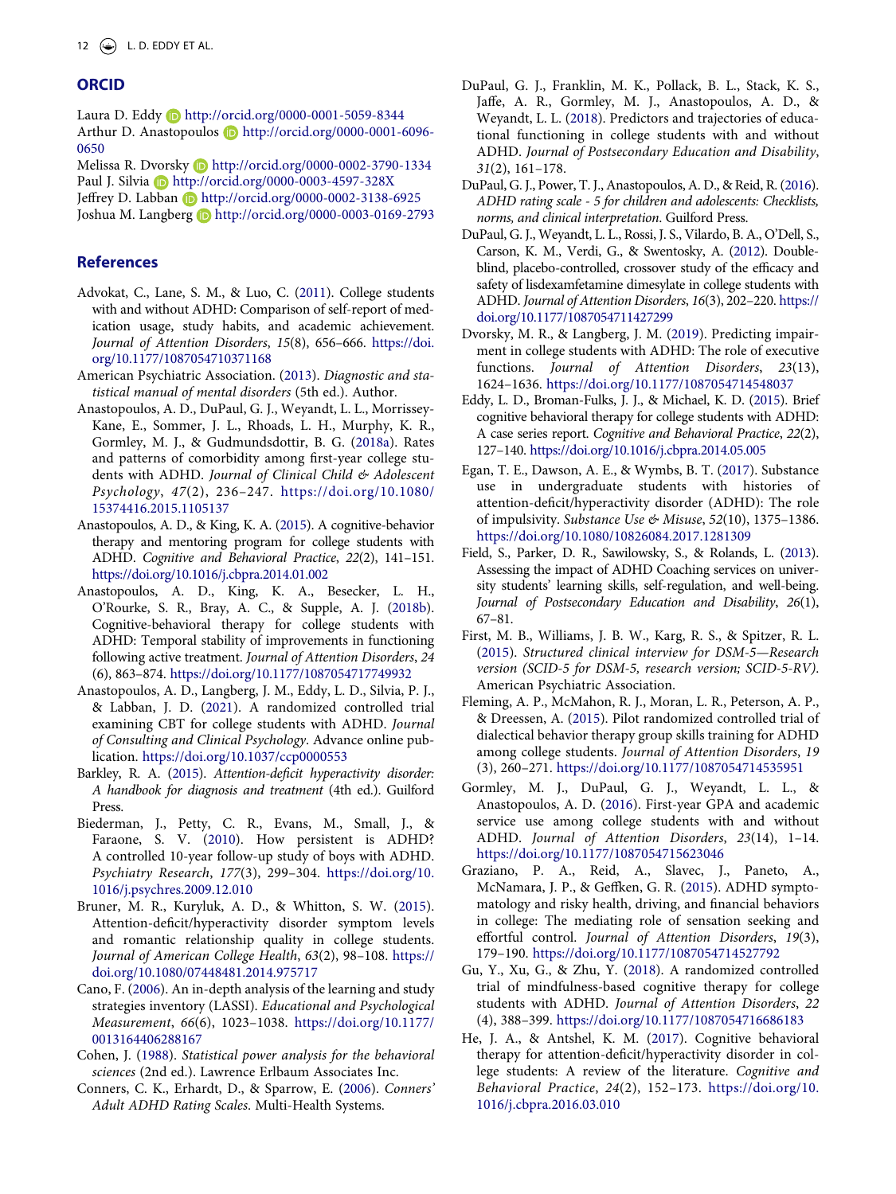## ORCID

Laura D. Eddy http://orcid.org/0000-0001-5059-8344
Arthur D. Anastopoulos http://orcid.org/0000-0001-6096-0650
Melissa R. Dvorsky http://orcid.org/0000-0002-3790-1334
Paul J. Silvia http://orcid.org/0000-0003-4597-328X
Jeffrey D. Labban http://orcid.org/0000-0002-3138-6925
Joshua M. Langberg http://orcid.org/0000-0003-0169-2793

## References

Advokat, C., Lane, S. M., & Luo, C. (2011). College students with and without ADHD: Comparison of self-report of medication usage, study habits, and academic achievement. *Journal of Attention Disorders*, *15*(8), 656–666. https://doi.org/10.1177/1087054710371168

American Psychiatric Association. (2013). *Diagnostic and statistical manual of mental disorders* (5th ed.). Author.

Anastopoulos, A. D., DuPaul, G. J., Weyandt, L. L., Morrissey-Kane, E., Sommer, J. L., Rhoads, L. H., Murphy, K. R., Gormley, M. J., & Gudmundsdottir, B. G. (2018a). Rates and patterns of comorbidity among first-year college students with ADHD. *Journal of Clinical Child & Adolescent Psychology*, *47*(2), 236–247. https://doi.org/10.1080/15374416.2015.1105137

Anastopoulos, A. D., & King, K. A. (2015). A cognitive-behavior therapy and mentoring program for college students with ADHD. *Cognitive and Behavioral Practice*, *22*(2), 141–151. https://doi.org/10.1016/j.cbpra.2014.01.002

Anastopoulos, A. D., King, K. A., Besecker, L. H., O'Rourke, S. R., Bray, A. C., & Supple, A. J. (2018b). Cognitive-behavioral therapy for college students with ADHD: Temporal stability of improvements in functioning following active treatment. *Journal of Attention Disorders*, *24* (6), 863–874. https://doi.org/10.1177/1087054717749932

Anastopoulos, A. D., Langberg, J. M., Eddy, L. D., Silvia, P. J., & Labban, J. D. (2021). A randomized controlled trial examining CBT for college students with ADHD. *Journal of Consulting and Clinical Psychology*. Advance online publication. https://doi.org/10.1037/ccp0000553

Barkley, R. A. (2015). *Attention-deficit hyperactivity disorder: A handbook for diagnosis and treatment* (4th ed.). Guilford Press.

Biederman, J., Petty, C. R., Evans, M., Small, J., & Faraone, S. V. (2010). How persistent is ADHD? A controlled 10-year follow-up study of boys with ADHD. *Psychiatry Research*, *177*(3), 299–304. https://doi.org/10.1016/j.psychres.2009.12.010

Bruner, M. R., Kuryluk, A. D., & Whitton, S. W. (2015). Attention-deficit/hyperactivity disorder symptom levels and romantic relationship quality in college students. *Journal of American College Health*, *63*(2), 98–108. https://doi.org/10.1080/07448481.2014.975717

Cano, F. (2006). An in-depth analysis of the learning and study strategies inventory (LASSI). *Educational and Psychological Measurement*, *66*(6), 1023–1038. https://doi.org/10.1177/0013164406288167

Cohen, J. (1988). *Statistical power analysis for the behavioral sciences* (2nd ed.). Lawrence Erlbaum Associates Inc.

Conners, C. K., Erhardt, D., & Sparrow, E. (2006). *Conners' Adult ADHD Rating Scales*. Multi-Health Systems.

DuPaul, G. J., Franklin, M. K., Pollack, B. L., Stack, K. S., Jaffe, A. R., Gormley, M. J., Anastopoulos, A. D., & Weyandt, L. L. (2018). Predictors and trajectories of educational functioning in college students with and without ADHD. *Journal of Postsecondary Education and Disability*, *31*(2), 161–178.

DuPaul, G. J., Power, T. J., Anastopoulos, A. D., & Reid, R. (2016). *ADHD rating scale - 5 for children and adolescents: Checklists, norms, and clinical interpretation*. Guilford Press.

DuPaul, G. J., Weyandt, L. L., Rossi, J. S., Vilardo, B. A., O'Dell, S., Carson, K. M., Verdi, G., & Swentosky, A. (2012). Double-blind, placebo-controlled, crossover study of the efficacy and safety of lisdexamfetamine dimesylate in college students with ADHD. *Journal of Attention Disorders*, *16*(3), 202–220. https://doi.org/10.1177/1087054711427299

Dvorsky, M. R., & Langberg, J. M. (2019). Predicting impairment in college students with ADHD: The role of executive functions. *Journal of Attention Disorders*, *23*(13), 1624–1636. https://doi.org/10.1177/1087054714548037

Eddy, L. D., Broman-Fulks, J. J., & Michael, K. D. (2015). Brief cognitive behavioral therapy for college students with ADHD: A case series report. *Cognitive and Behavioral Practice*, *22*(2), 127–140. https://doi.org/10.1016/j.cbpra.2014.05.005

Egan, T. E., Dawson, A. E., & Wymbs, B. T. (2017). Substance use in undergraduate students with histories of attention-deficit/hyperactivity disorder (ADHD): The role of impulsivity. *Substance Use & Misuse*, *52*(10), 1375–1386. https://doi.org/10.1080/10826084.2017.1281309

Field, S., Parker, D. R., Sawilowsky, S., & Rolands, L. (2013). Assessing the impact of ADHD Coaching services on university students' learning skills, self-regulation, and well-being. *Journal of Postsecondary Education and Disability*, *26*(1), 67–81.

First, M. B., Williams, J. B. W., Karg, R. S., & Spitzer, R. L. (2015). *Structured clinical interview for DSM-5—Research version (SCID-5 for DSM-5, research version; SCID-5-RV)*. American Psychiatric Association.

Fleming, A. P., McMahon, R. J., Moran, L. R., Peterson, A. P., & Dreessen, A. (2015). Pilot randomized controlled trial of dialectical behavior therapy group skills training for ADHD among college students. *Journal of Attention Disorders*, *19* (3), 260–271. https://doi.org/10.1177/1087054714535951

Gormley, M. J., DuPaul, G. J., Weyandt, L. L., & Anastopoulos, A. D. (2016). First-year GPA and academic service use among college students with and without ADHD. *Journal of Attention Disorders*, *23*(14), 1–14. https://doi.org/10.1177/1087054715623046

Graziano, P. A., Reid, A., Slavec, J., Paneto, A., McNamara, J. P., & Geffken, G. R. (2015). ADHD symptomatology and risky health, driving, and financial behaviors in college: The mediating role of sensation seeking and effortful control. *Journal of Attention Disorders*, *19*(3), 179–190. https://doi.org/10.1177/1087054714527792

Gu, Y., Xu, G., & Zhu, Y. (2018). A randomized controlled trial of mindfulness-based cognitive therapy for college students with ADHD. *Journal of Attention Disorders*, *22* (4), 388–399. https://doi.org/10.1177/1087054716686183

He, J. A., & Antshel, K. M. (2017). Cognitive behavioral therapy for attention-deficit/hyperactivity disorder in college students: A review of the literature. *Cognitive and Behavioral Practice*, *24*(2), 152–173. https://doi.org/10.1016/j.cbpra.2016.03.010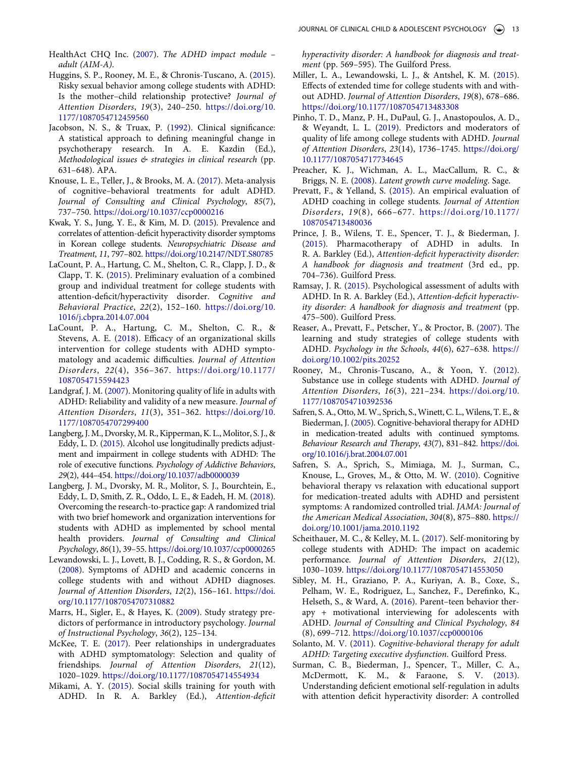HealthAct CHQ Inc. (2007). *The ADHD impact module – adult (AIM-A)*.

Huggins, S. P., Rooney, M. E., & Chronis-Tuscano, A. (2015). Risky sexual behavior among college students with ADHD: Is the mother–child relationship protective? *Journal of Attention Disorders*, *19*(3), 240–250. https://doi.org/10.1177/1087054712459560

Jacobson, N. S., & Truax, P. (1992). Clinical significance: A statistical approach to defining meaningful change in psychotherapy research. In A. E. Kazdin (Ed.), *Methodological issues & strategies in clinical research* (pp. 631–648). APA.

Knouse, L. E., Teller, J., & Brooks, M. A. (2017). Meta-analysis of cognitive–behavioral treatments for adult ADHD. *Journal of Consulting and Clinical Psychology*, *85*(7), 737–750. https://doi.org/10.1037/ccp0000216

Kwak, Y. S., Jung, Y. E., & Kim, M. D. (2015). Prevalence and correlates of attention-deficit hyperactivity disorder symptoms in Korean college students. *Neuropsychiatric Disease and Treatment*, *11*, 797–802. https://doi.org/10.2147/NDT.S80785

LaCount, P. A., Hartung, C. M., Shelton, C. R., Clapp, J. D., & Clapp, T. K. (2015). Preliminary evaluation of a combined group and individual treatment for college students with attention-deficit/hyperactivity disorder. *Cognitive and Behavioral Practice*, *22*(2), 152–160. https://doi.org/10.1016/j.cbpra.2014.07.004

LaCount, P. A., Hartung, C. M., Shelton, C. R., & Stevens, A. E. (2018). Efficacy of an organizational skills intervention for college students with ADHD symptomatology and academic difficulties. *Journal of Attention Disorders*, *22*(4), 356–367. https://doi.org/10.1177/1087054715594423

Landgraf, J. M. (2007). Monitoring quality of life in adults with ADHD: Reliability and validity of a new measure. *Journal of Attention Disorders*, *11*(3), 351–362. https://doi.org/10.1177/1087054707299400

Langberg, J. M., Dvorsky, M. R., Kipperman, K. L., Molitor, S. J., & Eddy, L. D. (2015). Alcohol use longitudinally predicts adjustment and impairment in college students with ADHD: The role of executive functions. *Psychology of Addictive Behaviors*, *29*(2), 444–454. https://doi.org/10.1037/adb0000039

Langberg, J. M., Dvorsky, M. R., Molitor, S. J., Bourchtein, E., Eddy, L. D, Smith, Z. R., Oddo, L. E., & Eadeh, H. M. (2018). Overcoming the research-to-practice gap: A randomized trial with two brief homework and organization interventions for students with ADHD as implemented by school mental health providers. *Journal of Consulting and Clinical Psychology*, *86*(1), 39–55. https://doi.org/10.1037/ccp0000265

Lewandowski, L. J., Lovett, B. J., Codding, R. S., & Gordon, M. (2008). Symptoms of ADHD and academic concerns in college students with and without ADHD diagnoses. *Journal of Attention Disorders*, *12*(2), 156–161. https://doi.org/10.1177/1087054707310882

Marrs, H., Sigler, E., & Hayes, K. (2009). Study strategy predictors of performance in introductory psychology. *Journal of Instructional Psychology*, *36*(2), 125–134.

McKee, T. E. (2017). Peer relationships in undergraduates with ADHD symptomatology: Selection and quality of friendships. *Journal of Attention Disorders*, *21*(12), 1020–1029. https://doi.org/10.1177/1087054714554934

Mikami, A. Y. (2015). Social skills training for youth with ADHD. In R. A. Barkley (Ed.), *Attention-deficit hyperactivity disorder: A handbook for diagnosis and treatment* (pp. 569–595). The Guilford Press.

Miller, L. A., Lewandowski, L. J., & Antshel, K. M. (2015). Effects of extended time for college students with and without ADHD. *Journal of Attention Disorders*, *19*(8), 678–686. https://doi.org/10.1177/1087054713483308

Pinho, T. D., Manz, P. H., DuPaul, G. J., Anastopoulos, A. D., & Weyandt, L. L. (2019). Predictors and moderators of quality of life among college students with ADHD. *Journal of Attention Disorders*, *23*(14), 1736–1745. https://doi.org/10.1177/1087054717734645

Preacher, K. J., Wichman, A. L., MacCallum, R. C., & Briggs, N. E. (2008). *Latent growth curve modeling*. Sage.

Prevatt, F., & Yelland, S. (2015). An empirical evaluation of ADHD coaching in college students. *Journal of Attention Disorders*, *19*(8), 666–677. https://doi.org/10.1177/1087054713480036

Prince, J. B., Wilens, T. E., Spencer, T. J., & Biederman, J. (2015). Pharmacotherapy of ADHD in adults. In R. A. Barkley (Ed.), *Attention-deficit hyperactivity disorder: A handbook for diagnosis and treatment* (3rd ed., pp. 704–736). Guilford Press.

Ramsay, J. R. (2015). Psychological assessment of adults with ADHD. In R. A. Barkley (Ed.), *Attention-deficit hyperactivity disorder: A handbook for diagnosis and treatment* (pp. 475–500). Guilford Press.

Reaser, A., Prevatt, F., Petscher, Y., & Proctor, B. (2007). The learning and study strategies of college students with ADHD. *Psychology in the Schools*, *44*(6), 627–638. https://doi.org/10.1002/pits.20252

Rooney, M., Chronis-Tuscano, A., & Yoon, Y. (2012). Substance use in college students with ADHD. *Journal of Attention Disorders*, *16*(3), 221–234. https://doi.org/10.1177/1087054710392536

Safren, S. A., Otto, M. W., Sprich, S., Winett, C. L., Wilens, T. E., & Biederman, J. (2005). Cognitive-behavioral therapy for ADHD in medication-treated adults with continued symptoms. *Behaviour Research and Therapy*, *43*(7), 831–842. https://doi.org/10.1016/j.brat.2004.07.001

Safren, S. A., Sprich, S., Mimiaga, M. J., Surman, C., Knouse, L., Groves, M., & Otto, M. W. (2010). Cognitive behavioral therapy vs relaxation with educational support for medication-treated adults with ADHD and persistent symptoms: A randomized controlled trial. *JAMA: Journal of the American Medical Association*, *304*(8), 875–880. https://doi.org/10.1001/jama.2010.1192

Scheithauer, M. C., & Kelley, M. L. (2017). Self-monitoring by college students with ADHD: The impact on academic performance. *Journal of Attention Disorders*, *21*(12), 1030–1039. https://doi.org/10.1177/1087054714553050

Sibley, M. H., Graziano, P. A., Kuriyan, A. B., Coxe, S., Pelham, W. E., Rodriguez, L., Sanchez, F., Derefinko, K., Helseth, S., & Ward, A. (2016). Parent–teen behavior therapy + motivational interviewing for adolescents with ADHD. *Journal of Consulting and Clinical Psychology*, *84*(8), 699–712. https://doi.org/10.1037/ccp0000106

Solanto, M. V. (2011). *Cognitive-behavioral therapy for adult ADHD: Targeting executive dysfunction*. Guilford Press.

Surman, C. B., Biederman, J., Spencer, T., Miller, C. A., McDermott, K. M., & Faraone, S. V. (2013). Understanding deficient emotional self-regulation in adults with attention deficit hyperactivity disorder: A controlled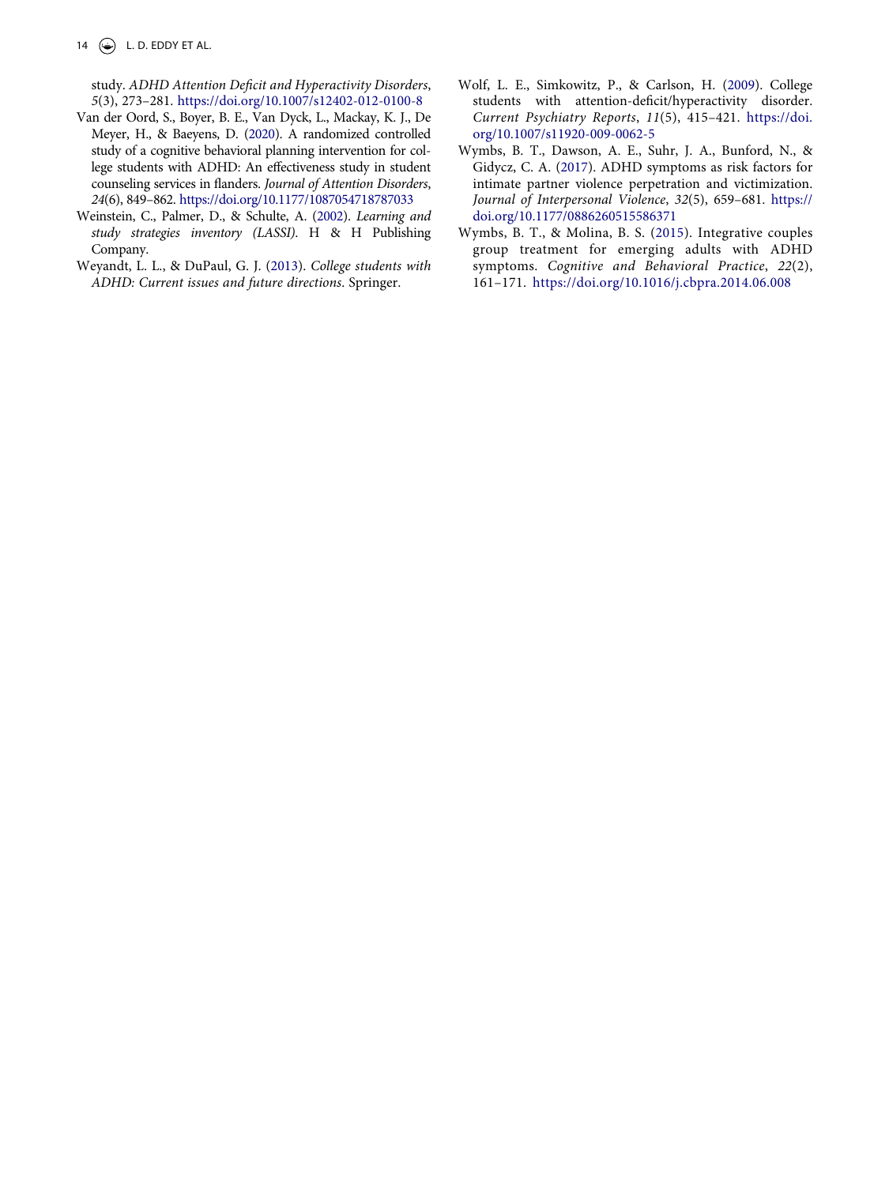study. *ADHD Attention Deficit and Hyperactivity Disorders*, *5*(3), 273–281. https://doi.org/10.1007/s12402-012-0100-8

Van der Oord, S., Boyer, B. E., Van Dyck, L., Mackay, K. J., De Meyer, H., & Baeyens, D. (2020). A randomized controlled study of a cognitive behavioral planning intervention for college students with ADHD: An effectiveness study in student counseling services in flanders. *Journal of Attention Disorders*, *24*(6), 849–862. https://doi.org/10.1177/1087054718787033

Weinstein, C., Palmer, D., & Schulte, A. (2002). *Learning and study strategies inventory (LASSI)*. H & H Publishing Company.

Weyandt, L. L., & DuPaul, G. J. (2013). *College students with ADHD: Current issues and future directions*. Springer.

Wolf, L. E., Simkowitz, P., & Carlson, H. (2009). College students with attention-deficit/hyperactivity disorder. *Current Psychiatry Reports*, *11*(5), 415–421. https://doi.org/10.1007/s11920-009-0062-5

Wymbs, B. T., Dawson, A. E., Suhr, J. A., Bunford, N., & Gidycz, C. A. (2017). ADHD symptoms as risk factors for intimate partner violence perpetration and victimization. *Journal of Interpersonal Violence*, *32*(5), 659–681. https://doi.org/10.1177/0886260515586371

Wymbs, B. T., & Molina, B. S. (2015). Integrative couples group treatment for emerging adults with ADHD symptoms. *Cognitive and Behavioral Practice*, *22*(2), 161–171. https://doi.org/10.1016/j.cbpra.2014.06.008